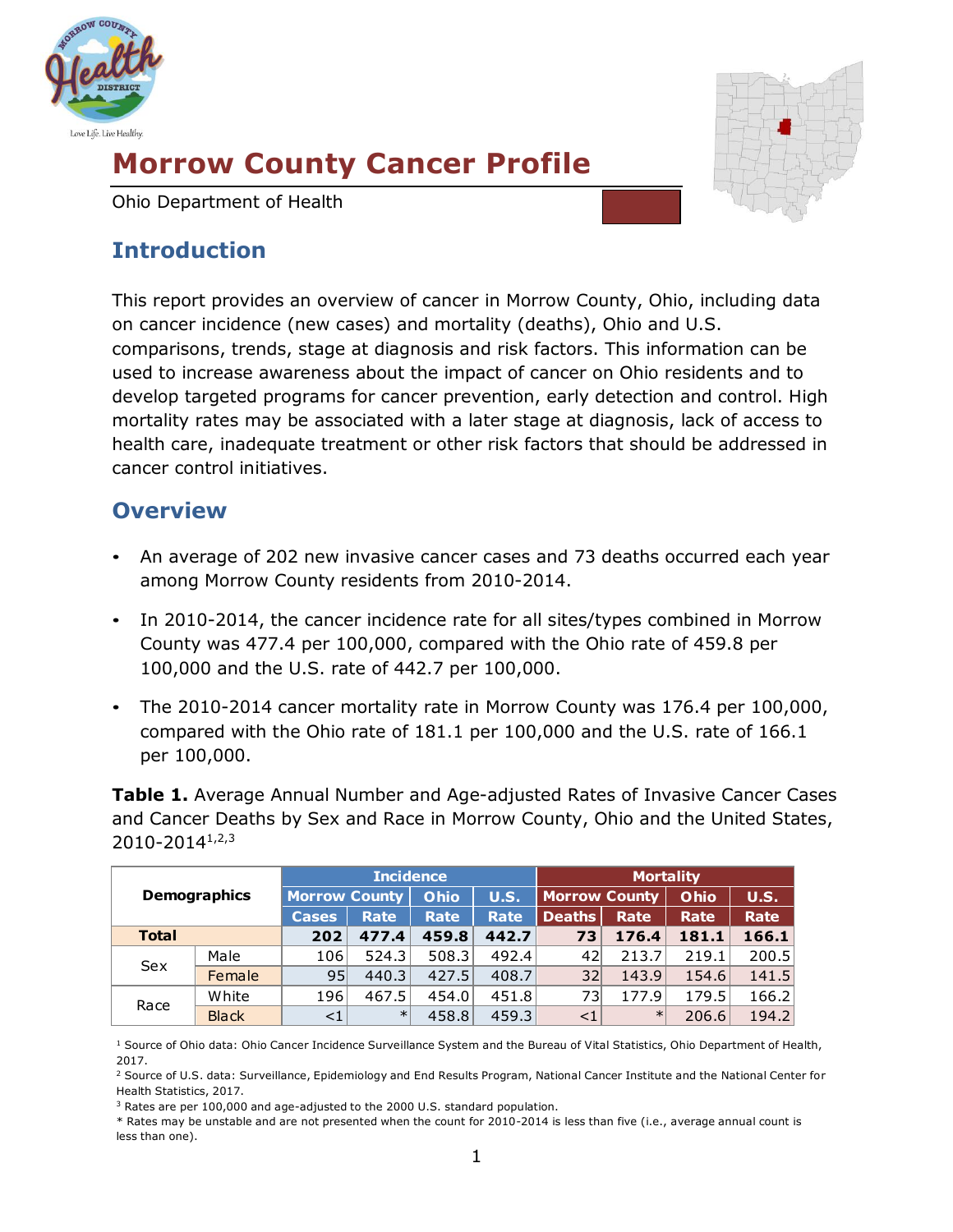# Morrow County Cancer Profile

Ohio Department of Health

## Introduction

This report provides an overview of cancer in Morrow County, Ohio, including data on cancer incidence (new cases) and mortality (deaths), Ohio and U.S. comparisons, trends, stage at diagnosis and risk factors. This information can be used to increase awareness about the impact of cancer on Ohio residents and to develop targeted programs for cancer prevention, early detection and control. High mortality rates may be associated with a later stage at diagnosis, lack of access to health care, inadequate treatment or other risk factors that should be addressed in cancer control initiatives.

## Overview

- An average of 202 new invasive cancer cases and 73 deaths occurred each year among Morrow County residents from 2010-2014.
- In 2010-2014, the cancer incidence rate for all sites/types combined in Morrow County was 477.4 per 100,000, compared with the Ohio rate of 459.8 per 100,000 and the U.S. rate of 442.7 per 100,000.
- The 2010-2014 cancer mortality rate in Morrow County was 176.4 per 100,000, compared with the Ohio rate of 181.1 per 100,000 and the U.S. rate of 166.1 per 100,000.

**Table 1.** Average Annual Number and Age-adjusted Rates of Invasive Cancer Cases and Cancer Deaths by Sex and Race in Morrow County, Ohio and the United States, 2010-2014[1,2,3]

| Demographics | | Incidence | | | | Mortality | | | |
|---|---|---|---|---|---|---|---|---|---|
| | | Morrow County | | Ohio | U.S. | Morrow County | | Ohio | U.S. |
| | | Cases | Rate | Rate | Rate | Deaths | Rate | Rate | Rate |
| **Total** | | **202** | **477.4** | **459.8** | **442.7** | **73** | **176.4** | **181.1** | **166.1** |
| Sex | Male | 106 | 524.3 | 508.3 | 492.4 | 42 | 213.7 | 219.1 | 200.5 |
| | Female | 95 | 440.3 | 427.5 | 408.7 | 32 | 143.9 | 154.6 | 141.5 |
| Race | White | 196 | 467.5 | 454.0 | 451.8 | 73 | 177.9 | 179.5 | 166.2 |
| | Black | <1 | * | 458.8 | 459.3 | <1 | * | 206.6 | 194.2 |

[1] Source of Ohio data: Ohio Cancer Incidence Surveillance System and the Bureau of Vital Statistics, Ohio Department of Health, 2017.

[2] Source of U.S. data: Surveillance, Epidemiology and End Results Program, National Cancer Institute and the National Center for Health Statistics, 2017.

[3] Rates are per 100,000 and age-adjusted to the 2000 U.S. standard population.

* Rates may be unstable and are not presented when the count for 2010-2014 is less than five (i.e., average annual count is less than one).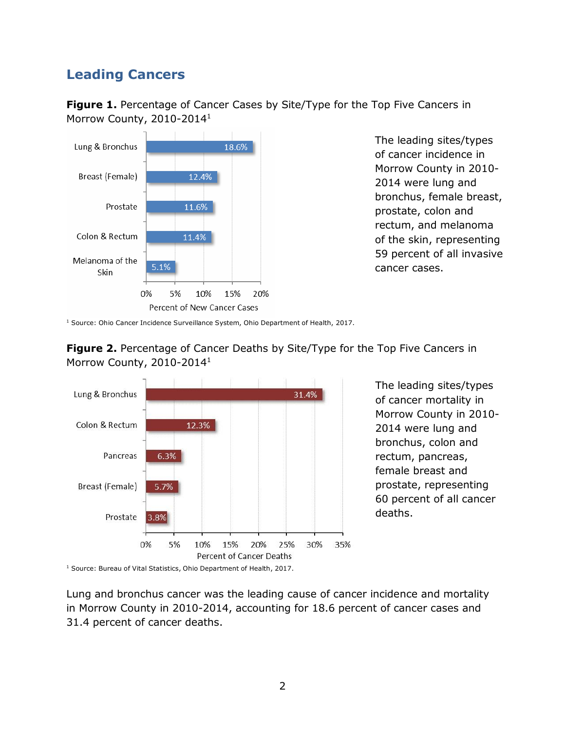## Leading Cancers

**Figure 1.** Percentage of Cancer Cases by Site/Type for the Top Five Cancers in Morrow County, 2010-2014[1]

| Site/Type | Percent of New Cancer Cases |
|---|---|
| Lung & Bronchus | 18.6% |
| Breast (Female) | 12.4% |
| Prostate | 11.6% |
| Colon & Rectum | 11.4% |
| Melanoma of the Skin | 5.1% |

[1] Source: Ohio Cancer Incidence Surveillance System, Ohio Department of Health, 2017.

The leading sites/types of cancer incidence in Morrow County in 2010-2014 were lung and bronchus, female breast, prostate, colon and rectum, and melanoma of the skin, representing 59 percent of all invasive cancer cases.

**Figure 2.** Percentage of Cancer Deaths by Site/Type for the Top Five Cancers in Morrow County, 2010-2014[1]

| Site/Type | Percent of Cancer Deaths |
|---|---|
| Lung & Bronchus | 31.4% |
| Colon & Rectum | 12.3% |
| Pancreas | 6.3% |
| Breast (Female) | 5.7% |
| Prostate | 3.8% |

[1] Source: Bureau of Vital Statistics, Ohio Department of Health, 2017.

The leading sites/types of cancer mortality in Morrow County in 2010-2014 were lung and bronchus, colon and rectum, pancreas, female breast and prostate, representing 60 percent of all cancer deaths.

Lung and bronchus cancer was the leading cause of cancer incidence and mortality in Morrow County in 2010-2014, accounting for 18.6 percent of cancer cases and 31.4 percent of cancer deaths.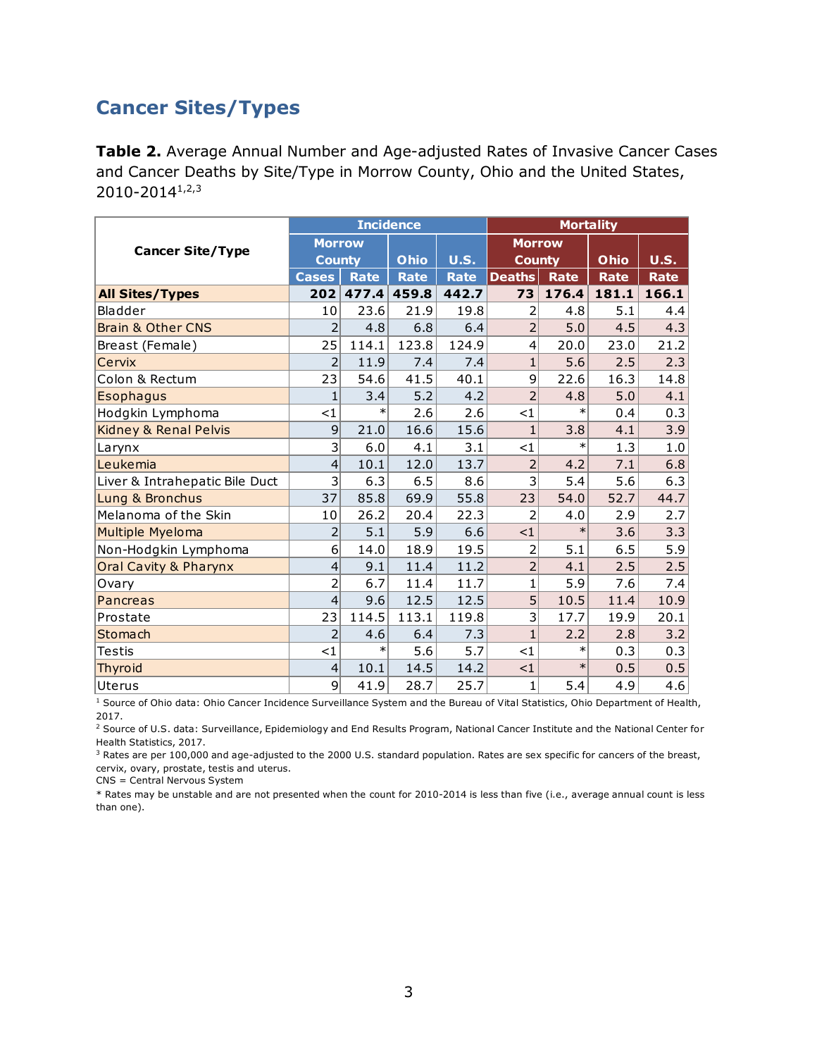## Cancer Sites/Types

**Table 2.** Average Annual Number and Age-adjusted Rates of Invasive Cancer Cases and Cancer Deaths by Site/Type in Morrow County, Ohio and the United States, 2010-2014[1,2,3]

| Cancer Site/Type | Incidence | | | | Mortality | | | |
|---|---|---|---|---|---|---|---|---|
| | Morrow County | | Ohio | U.S. | Morrow County | | Ohio | U.S. |
| | Cases | Rate | Rate | Rate | Deaths | Rate | Rate | Rate |
| **All Sites/Types** | **202** | **477.4** | **459.8** | **442.7** | **73** | **176.4** | **181.1** | **166.1** |
| Bladder | 10 | 23.6 | 21.9 | 19.8 | 2 | 4.8 | 5.1 | 4.4 |
| Brain & Other CNS | 2 | 4.8 | 6.8 | 6.4 | 2 | 5.0 | 4.5 | 4.3 |
| Breast (Female) | 25 | 114.1 | 123.8 | 124.9 | 4 | 20.0 | 23.0 | 21.2 |
| Cervix | 2 | 11.9 | 7.4 | 7.4 | 1 | 5.6 | 2.5 | 2.3 |
| Colon & Rectum | 23 | 54.6 | 41.5 | 40.1 | 9 | 22.6 | 16.3 | 14.8 |
| Esophagus | 1 | 3.4 | 5.2 | 4.2 | 2 | 4.8 | 5.0 | 4.1 |
| Hodgkin Lymphoma | <1 | * | 2.6 | 2.6 | <1 | * | 0.4 | 0.3 |
| Kidney & Renal Pelvis | 9 | 21.0 | 16.6 | 15.6 | 1 | 3.8 | 4.1 | 3.9 |
| Larynx | 3 | 6.0 | 4.1 | 3.1 | <1 | * | 1.3 | 1.0 |
| Leukemia | 4 | 10.1 | 12.0 | 13.7 | 2 | 4.2 | 7.1 | 6.8 |
| Liver & Intrahepatic Bile Duct | 3 | 6.3 | 6.5 | 8.6 | 3 | 5.4 | 5.6 | 6.3 |
| Lung & Bronchus | 37 | 85.8 | 69.9 | 55.8 | 23 | 54.0 | 52.7 | 44.7 |
| Melanoma of the Skin | 10 | 26.2 | 20.4 | 22.3 | 2 | 4.0 | 2.9 | 2.7 |
| Multiple Myeloma | 2 | 5.1 | 5.9 | 6.6 | <1 | * | 3.6 | 3.3 |
| Non-Hodgkin Lymphoma | 6 | 14.0 | 18.9 | 19.5 | 2 | 5.1 | 6.5 | 5.9 |
| Oral Cavity & Pharynx | 4 | 9.1 | 11.4 | 11.2 | 2 | 4.1 | 2.5 | 2.5 |
| Ovary | 2 | 6.7 | 11.4 | 11.7 | 1 | 5.9 | 7.6 | 7.4 |
| Pancreas | 4 | 9.6 | 12.5 | 12.5 | 5 | 10.5 | 11.4 | 10.9 |
| Prostate | 23 | 114.5 | 113.1 | 119.8 | 3 | 17.7 | 19.9 | 20.1 |
| Stomach | 2 | 4.6 | 6.4 | 7.3 | 1 | 2.2 | 2.8 | 3.2 |
| Testis | <1 | * | 5.6 | 5.7 | <1 | * | 0.3 | 0.3 |
| Thyroid | 4 | 10.1 | 14.5 | 14.2 | <1 | * | 0.5 | 0.5 |
| Uterus | 9 | 41.9 | 28.7 | 25.7 | 1 | 5.4 | 4.9 | 4.6 |

[1] Source of Ohio data: Ohio Cancer Incidence Surveillance System and the Bureau of Vital Statistics, Ohio Department of Health, 2017.

[2] Source of U.S. data: Surveillance, Epidemiology and End Results Program, National Cancer Institute and the National Center for Health Statistics, 2017.

[3] Rates are per 100,000 and age-adjusted to the 2000 U.S. standard population. Rates are sex specific for cancers of the breast, cervix, ovary, prostate, testis and uterus.

CNS = Central Nervous System

* Rates may be unstable and are not presented when the count for 2010-2014 is less than five (i.e., average annual count is less than one).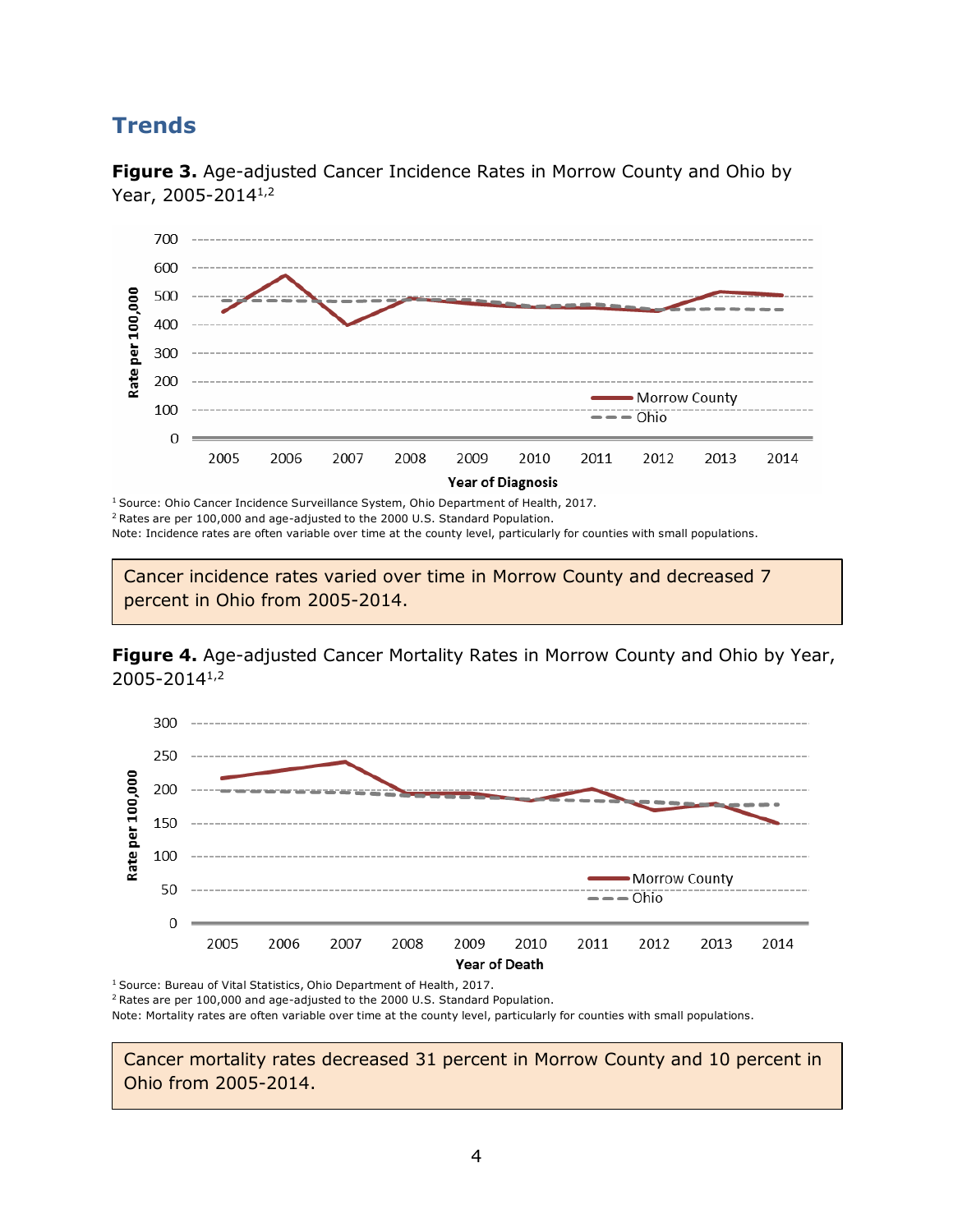## Trends

**Figure 3.** Age-adjusted Cancer Incidence Rates in Morrow County and Ohio by Year, 2005-2014[1,2]

[1] Source: Ohio Cancer Incidence Surveillance System, Ohio Department of Health, 2017.
[2] Rates are per 100,000 and age-adjusted to the 2000 U.S. Standard Population.
Note: Incidence rates are often variable over time at the county level, particularly for counties with small populations.

> Cancer incidence rates varied over time in Morrow County and decreased 7 percent in Ohio from 2005-2014.

**Figure 4.** Age-adjusted Cancer Mortality Rates in Morrow County and Ohio by Year, 2005-2014[1,2]

[1] Source: Bureau of Vital Statistics, Ohio Department of Health, 2017.
[2] Rates are per 100,000 and age-adjusted to the 2000 U.S. Standard Population.
Note: Mortality rates are often variable over time at the county level, particularly for counties with small populations.

> Cancer mortality rates decreased 31 percent in Morrow County and 10 percent in Ohio from 2005-2014.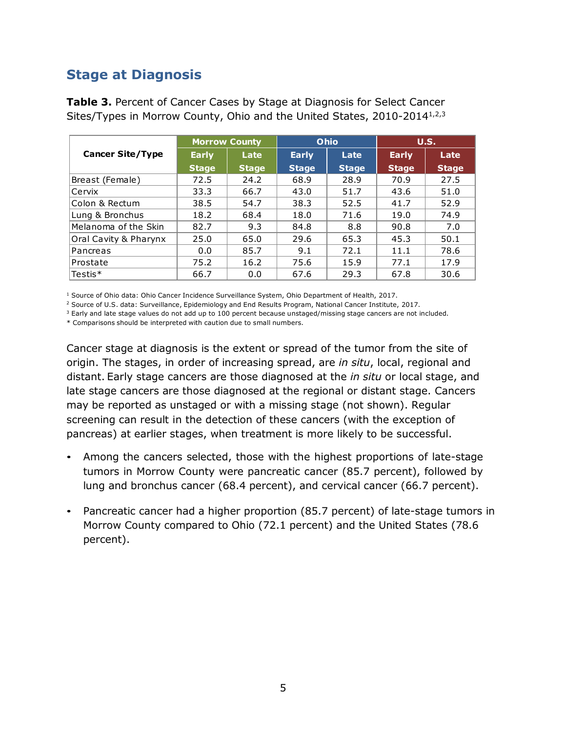## Stage at Diagnosis

**Table 3.** Percent of Cancer Cases by Stage at Diagnosis for Select Cancer Sites/Types in Morrow County, Ohio and the United States, 2010-2014[1,2,3]

| Cancer Site/Type | Morrow County | | Ohio | | U.S. | |
|---|---|---|---|---|---|---|
| | Early Stage | Late Stage | Early Stage | Late Stage | Early Stage | Late Stage |
| Breast (Female) | 72.5 | 24.2 | 68.9 | 28.9 | 70.9 | 27.5 |
| Cervix | 33.3 | 66.7 | 43.0 | 51.7 | 43.6 | 51.0 |
| Colon & Rectum | 38.5 | 54.7 | 38.3 | 52.5 | 41.7 | 52.9 |
| Lung & Bronchus | 18.2 | 68.4 | 18.0 | 71.6 | 19.0 | 74.9 |
| Melanoma of the Skin | 82.7 | 9.3 | 84.8 | 8.8 | 90.8 | 7.0 |
| Oral Cavity & Pharynx | 25.0 | 65.0 | 29.6 | 65.3 | 45.3 | 50.1 |
| Pancreas | 0.0 | 85.7 | 9.1 | 72.1 | 11.1 | 78.6 |
| Prostate | 75.2 | 16.2 | 75.6 | 15.9 | 77.1 | 17.9 |
| Testis* | 66.7 | 0.0 | 67.6 | 29.3 | 67.8 | 30.6 |

[1] Source of Ohio data: Ohio Cancer Incidence Surveillance System, Ohio Department of Health, 2017.
[2] Source of U.S. data: Surveillance, Epidemiology and End Results Program, National Cancer Institute, 2017.
[3] Early and late stage values do not add up to 100 percent because unstaged/missing stage cancers are not included.
* Comparisons should be interpreted with caution due to small numbers.

Cancer stage at diagnosis is the extent or spread of the tumor from the site of origin. The stages, in order of increasing spread, are *in situ*, local, regional and distant. Early stage cancers are those diagnosed at the *in situ* or local stage, and late stage cancers are those diagnosed at the regional or distant stage. Cancers may be reported as unstaged or with a missing stage (not shown). Regular screening can result in the detection of these cancers (with the exception of pancreas) at earlier stages, when treatment is more likely to be successful.

- Among the cancers selected, those with the highest proportions of late-stage tumors in Morrow County were pancreatic cancer (85.7 percent), followed by lung and bronchus cancer (68.4 percent), and cervical cancer (66.7 percent).
- Pancreatic cancer had a higher proportion (85.7 percent) of late-stage tumors in Morrow County compared to Ohio (72.1 percent) and the United States (78.6 percent).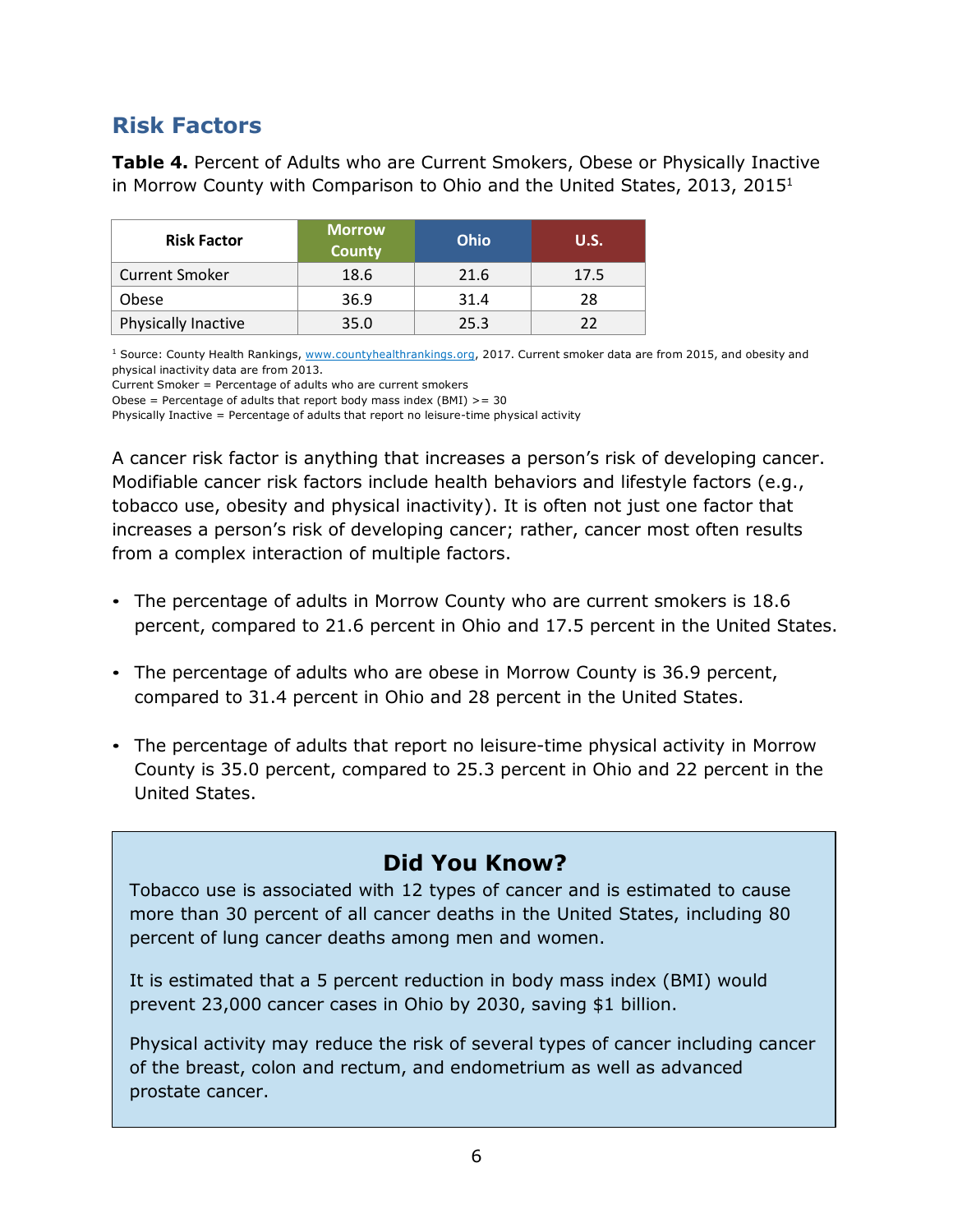## Risk Factors

**Table 4.** Percent of Adults who are Current Smokers, Obese or Physically Inactive in Morrow County with Comparison to Ohio and the United States, 2013, 2015[1]

| Risk Factor | Morrow County | Ohio | U.S. |
|---|---|---|---|
| Current Smoker | 18.6 | 21.6 | 17.5 |
| Obese | 36.9 | 31.4 | 28 |
| Physically Inactive | 35.0 | 25.3 | 22 |

[1] Source: County Health Rankings, www.countyhealthrankings.org, 2017. Current smoker data are from 2015, and obesity and physical inactivity data are from 2013.
Current Smoker = Percentage of adults who are current smokers
Obese = Percentage of adults that report body mass index (BMI) >= 30
Physically Inactive = Percentage of adults that report no leisure-time physical activity

A cancer risk factor is anything that increases a person's risk of developing cancer. Modifiable cancer risk factors include health behaviors and lifestyle factors (e.g., tobacco use, obesity and physical inactivity). It is often not just one factor that increases a person's risk of developing cancer; rather, cancer most often results from a complex interaction of multiple factors.

- The percentage of adults in Morrow County who are current smokers is 18.6 percent, compared to 21.6 percent in Ohio and 17.5 percent in the United States.
- The percentage of adults who are obese in Morrow County is 36.9 percent, compared to 31.4 percent in Ohio and 28 percent in the United States.
- The percentage of adults that report no leisure-time physical activity in Morrow County is 35.0 percent, compared to 25.3 percent in Ohio and 22 percent in the United States.

### Did You Know?

Tobacco use is associated with 12 types of cancer and is estimated to cause more than 30 percent of all cancer deaths in the United States, including 80 percent of lung cancer deaths among men and women.

It is estimated that a 5 percent reduction in body mass index (BMI) would prevent 23,000 cancer cases in Ohio by 2030, saving $1 billion.

Physical activity may reduce the risk of several types of cancer including cancer of the breast, colon and rectum, and endometrium as well as advanced prostate cancer.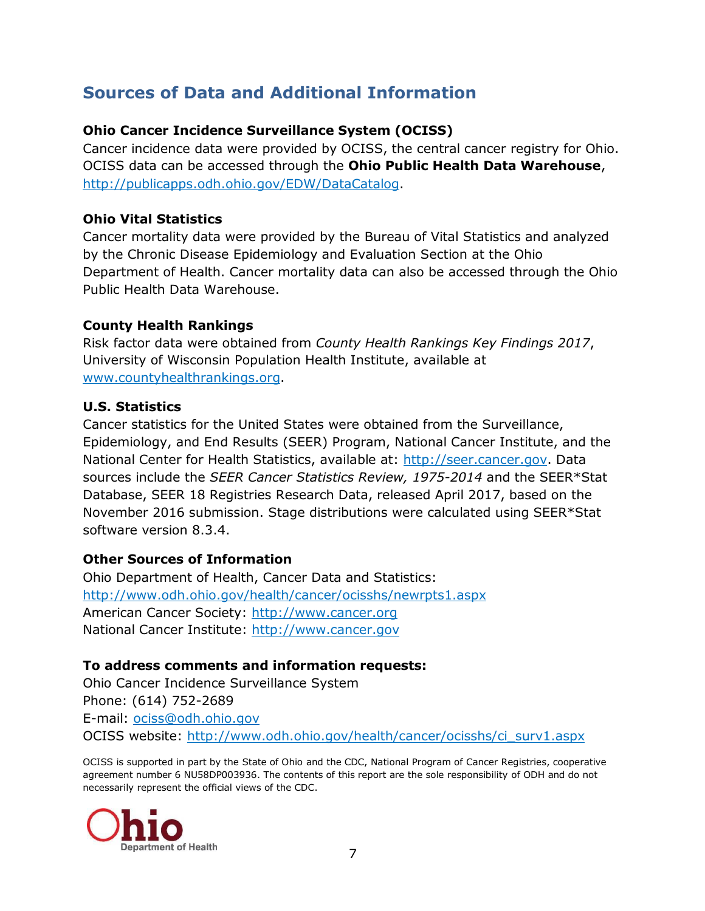## Sources of Data and Additional Information

**Ohio Cancer Incidence Surveillance System (OCISS)**
Cancer incidence data were provided by OCISS, the central cancer registry for Ohio. OCISS data can be accessed through the **Ohio Public Health Data Warehouse**, http://publicapps.odh.ohio.gov/EDW/DataCatalog.

**Ohio Vital Statistics**
Cancer mortality data were provided by the Bureau of Vital Statistics and analyzed by the Chronic Disease Epidemiology and Evaluation Section at the Ohio Department of Health. Cancer mortality data can also be accessed through the Ohio Public Health Data Warehouse.

**County Health Rankings**
Risk factor data were obtained from *County Health Rankings Key Findings 2017*, University of Wisconsin Population Health Institute, available at www.countyhealthrankings.org.

**U.S. Statistics**
Cancer statistics for the United States were obtained from the Surveillance, Epidemiology, and End Results (SEER) Program, National Cancer Institute, and the National Center for Health Statistics, available at: http://seer.cancer.gov. Data sources include the *SEER Cancer Statistics Review, 1975-2014* and the SEER*Stat Database, SEER 18 Registries Research Data, released April 2017, based on the November 2016 submission. Stage distributions were calculated using SEER*Stat software version 8.3.4.

**Other Sources of Information**
Ohio Department of Health, Cancer Data and Statistics:
http://www.odh.ohio.gov/health/cancer/ocisshs/newrpts1.aspx
American Cancer Society: http://www.cancer.org
National Cancer Institute: http://www.cancer.gov

**To address comments and information requests:**
Ohio Cancer Incidence Surveillance System
Phone: (614) 752-2689
E-mail: ociss@odh.ohio.gov
OCISS website: http://www.odh.ohio.gov/health/cancer/ocisshs/ci_surv1.aspx

OCISS is supported in part by the State of Ohio and the CDC, National Program of Cancer Registries, cooperative agreement number 6 NU58DP003936. The contents of this report are the sole responsibility of ODH and do not necessarily represent the official views of the CDC.

Ohio Department of Health